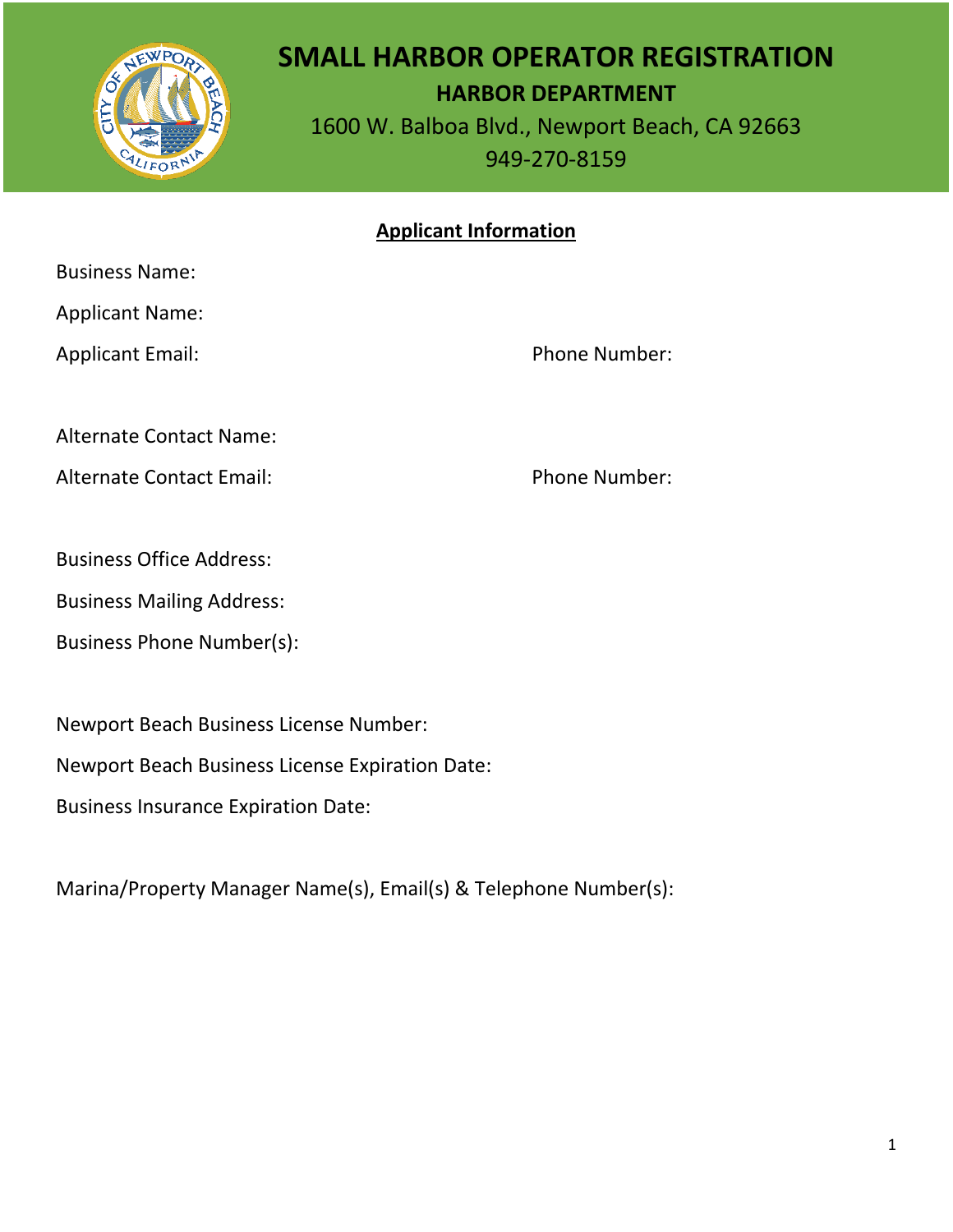# SMALL HARBOR OPERATOR REGISTRATION

## HARBOR DEPARTMENT

1600 W. Balboa Blvd., Newport Beach, CA 92663

949-270-8159

## Applicant Information

Business Name:

Applicant Name:

Applicant Email: Phone Number:

Alternate Contact Name:

Alternate Contact Email: Phone Number:

Business Office Address:

Business Mailing Address:

Business Phone Number(s):

Newport Beach Business License Number:

Newport Beach Business License Expiration Date:

Business Insurance Expiration Date:

Marina/Property Manager Name(s), Email(s) & Telephone Number(s):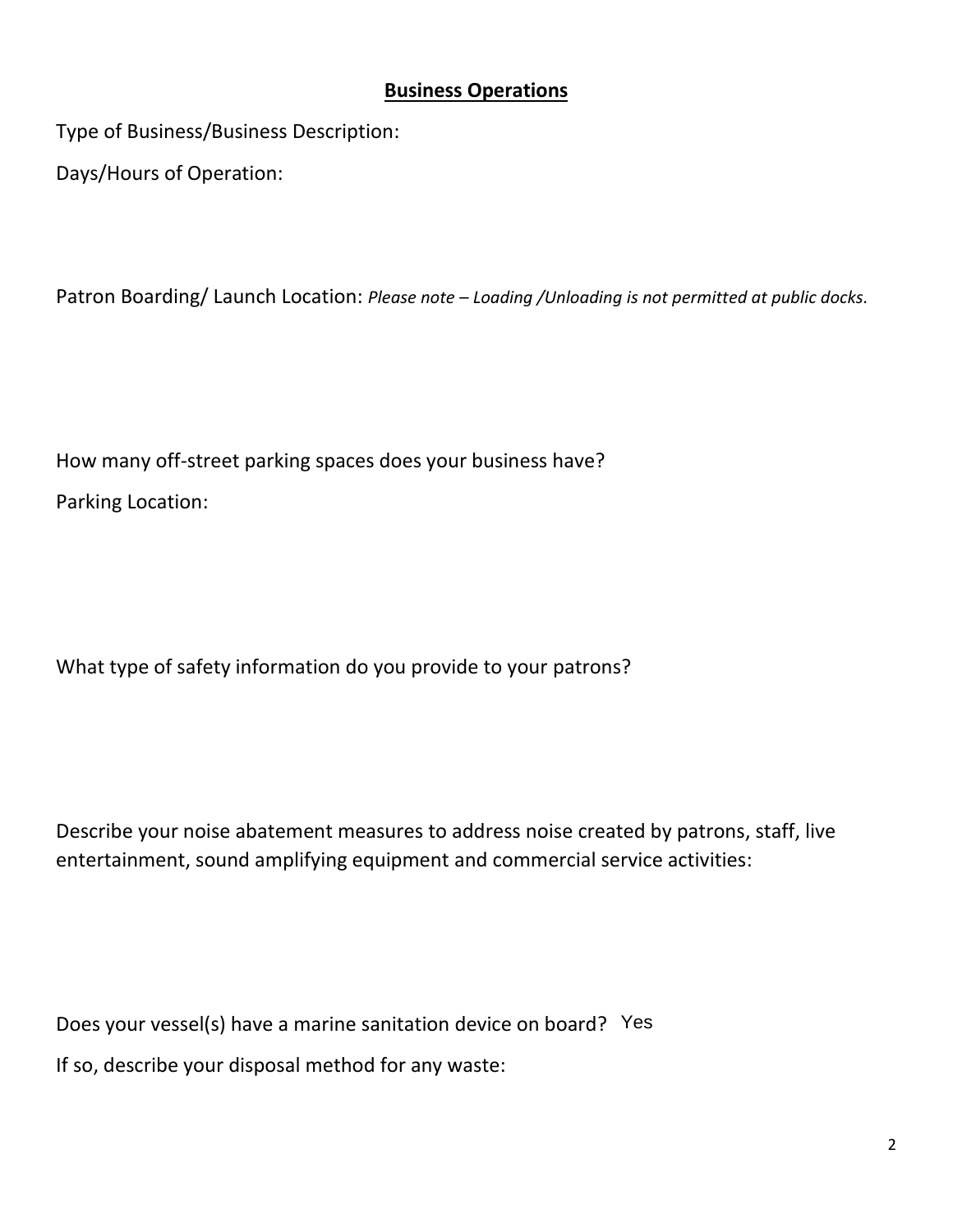## **Business Operations**

Type of Business/Business Description:

Days/Hours of Operation:

Patron Boarding/ Launch Location: *Please note – Loading /Unloading is not permitted at public docks.*

How many off-street parking spaces does your business have?

Parking Location:

What type of safety information do you provide to your patrons?

Describe your noise abatement measures to address noise created by patrons, staff, live entertainment, sound amplifying equipment and commercial service activities:

Does your vessel(s) have a marine sanitation device on board? Yes

If so, describe your disposal method for any waste: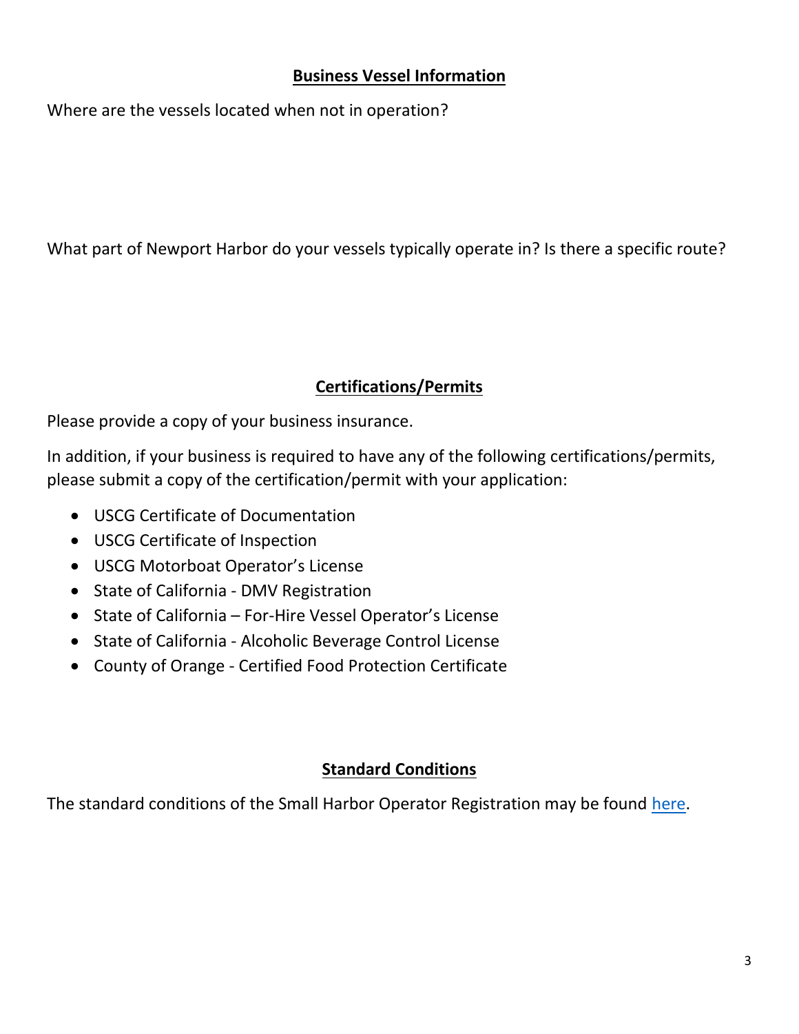## **Business Vessel Information**

Where are the vessels located when not in operation?

What part of Newport Harbor do your vessels typically operate in? Is there a specific route?

## **Certifications/Permits**

Please provide a copy of your business insurance.

In addition, if your business is required to have any of the following certifications/permits, please submit a copy of the certification/permit with your application:

- USCG Certificate of Documentation
- USCG Certificate of Inspection
- USCG Motorboat Operator's License
- State of California - DMV Registration
- State of California – For-Hire Vessel Operator's License
- State of California - Alcoholic Beverage Control License
- County of Orange - Certified Food Protection Certificate

## **Standard Conditions**

The standard conditions of the Small Harbor Operator Registration may be found here.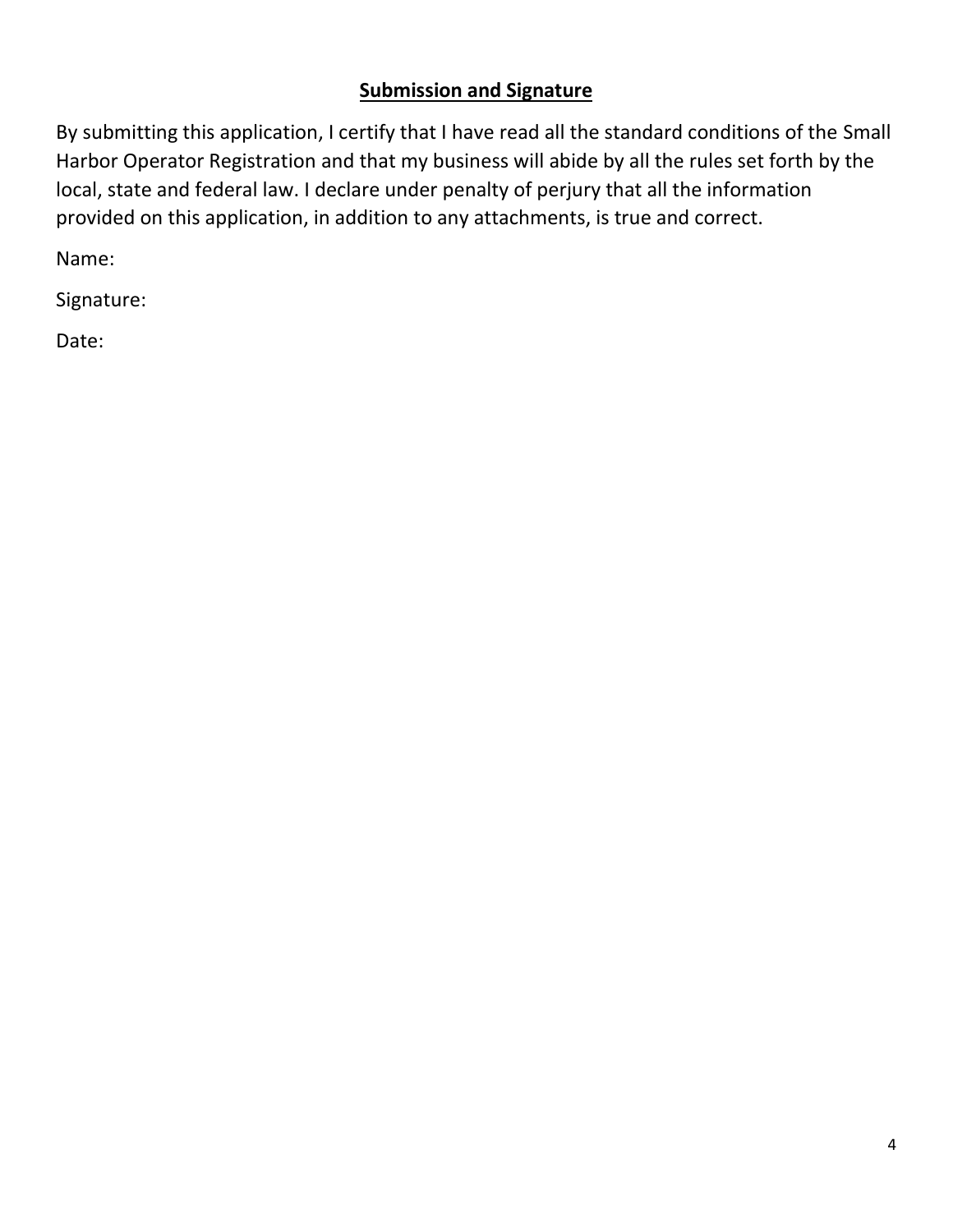## Submission and Signature

By submitting this application, I certify that I have read all the standard conditions of the Small Harbor Operator Registration and that my business will abide by all the rules set forth by the local, state and federal law. I declare under penalty of perjury that all the information provided on this application, in addition to any attachments, is true and correct.

Name:

Signature:

Date: